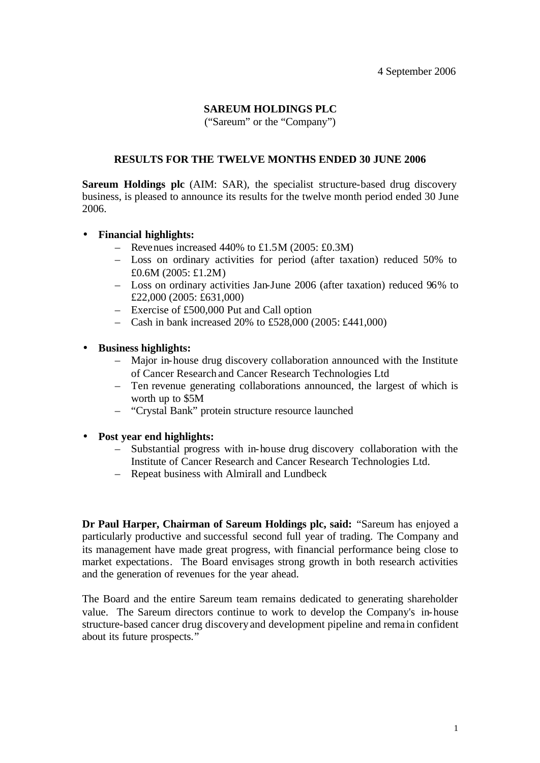4 September 2006

**SAREUM HOLDINGS PLC**
("Sareum" or the "Company")

**RESULTS FOR THE TWELVE MONTHS ENDED 30 JUNE 2006**

**Sareum Holdings plc** (AIM: SAR), the specialist structure-based drug discovery business, is pleased to announce its results for the twelve month period ended 30 June 2006.

- **Financial highlights:**
  - Revenues increased 440% to £1.5M (2005: £0.3M)
  - Loss on ordinary activities for period (after taxation) reduced 50% to £0.6M (2005: £1.2M)
  - Loss on ordinary activities Jan-June 2006 (after taxation) reduced 96% to £22,000 (2005: £631,000)
  - Exercise of £500,000 Put and Call option
  - Cash in bank increased 20% to £528,000 (2005: £441,000)

- **Business highlights:**
  - Major in-house drug discovery collaboration announced with the Institute of Cancer Research and Cancer Research Technologies Ltd
  - Ten revenue generating collaborations announced, the largest of which is worth up to $5M
  - "Crystal Bank" protein structure resource launched

- **Post year end highlights:**
  - Substantial progress with in-house drug discovery collaboration with the Institute of Cancer Research and Cancer Research Technologies Ltd.
  - Repeat business with Almirall and Lundbeck

**Dr Paul Harper, Chairman of Sareum Holdings plc, said:** "Sareum has enjoyed a particularly productive and successful second full year of trading. The Company and its management have made great progress, with financial performance being close to market expectations. The Board envisages strong growth in both research activities and the generation of revenues for the year ahead.

The Board and the entire Sareum team remains dedicated to generating shareholder value. The Sareum directors continue to work to develop the Company's in-house structure-based cancer drug discovery and development pipeline and remain confident about its future prospects."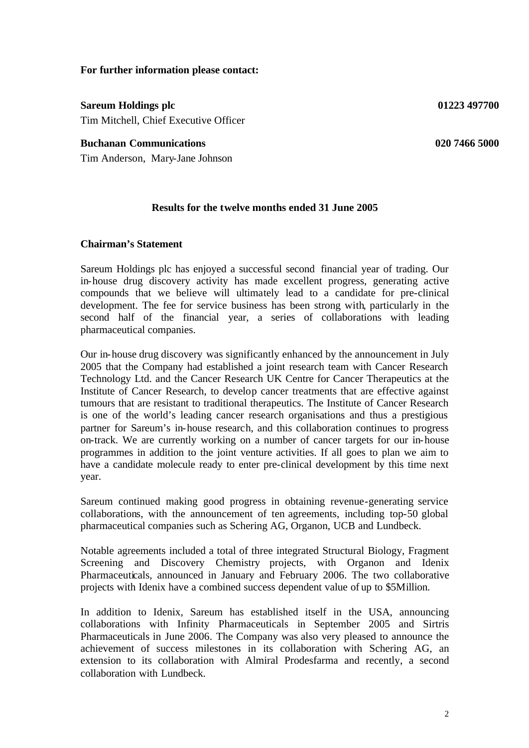**For further information please contact:**

**Sareum Holdings plc** **01223 497700**

Tim Mitchell, Chief Executive Officer

**Buchanan Communications** **020 7466 5000**

Tim Anderson, Mary-Jane Johnson

**Results for the twelve months ended 31 June 2005**

**Chairman's Statement**

Sareum Holdings plc has enjoyed a successful second financial year of trading. Our in-house drug discovery activity has made excellent progress, generating active compounds that we believe will ultimately lead to a candidate for pre-clinical development. The fee for service business has been strong with, particularly in the second half of the financial year, a series of collaborations with leading pharmaceutical companies.

Our in-house drug discovery was significantly enhanced by the announcement in July 2005 that the Company had established a joint research team with Cancer Research Technology Ltd. and the Cancer Research UK Centre for Cancer Therapeutics at the Institute of Cancer Research, to develop cancer treatments that are effective against tumours that are resistant to traditional therapeutics. The Institute of Cancer Research is one of the world's leading cancer research organisations and thus a prestigious partner for Sareum's in-house research, and this collaboration continues to progress on-track. We are currently working on a number of cancer targets for our in-house programmes in addition to the joint venture activities. If all goes to plan we aim to have a candidate molecule ready to enter pre-clinical development by this time next year.

Sareum continued making good progress in obtaining revenue-generating service collaborations, with the announcement of ten agreements, including top-50 global pharmaceutical companies such as Schering AG, Organon, UCB and Lundbeck.

Notable agreements included a total of three integrated Structural Biology, Fragment Screening and Discovery Chemistry projects, with Organon and Idenix Pharmaceuticals, announced in January and February 2006. The two collaborative projects with Idenix have a combined success dependent value of up to $5Million.

In addition to Idenix, Sareum has established itself in the USA, announcing collaborations with Infinity Pharmaceuticals in September 2005 and Sirtris Pharmaceuticals in June 2006. The Company was also very pleased to announce the achievement of success milestones in its collaboration with Schering AG, an extension to its collaboration with Almiral Prodesfarma and recently, a second collaboration with Lundbeck.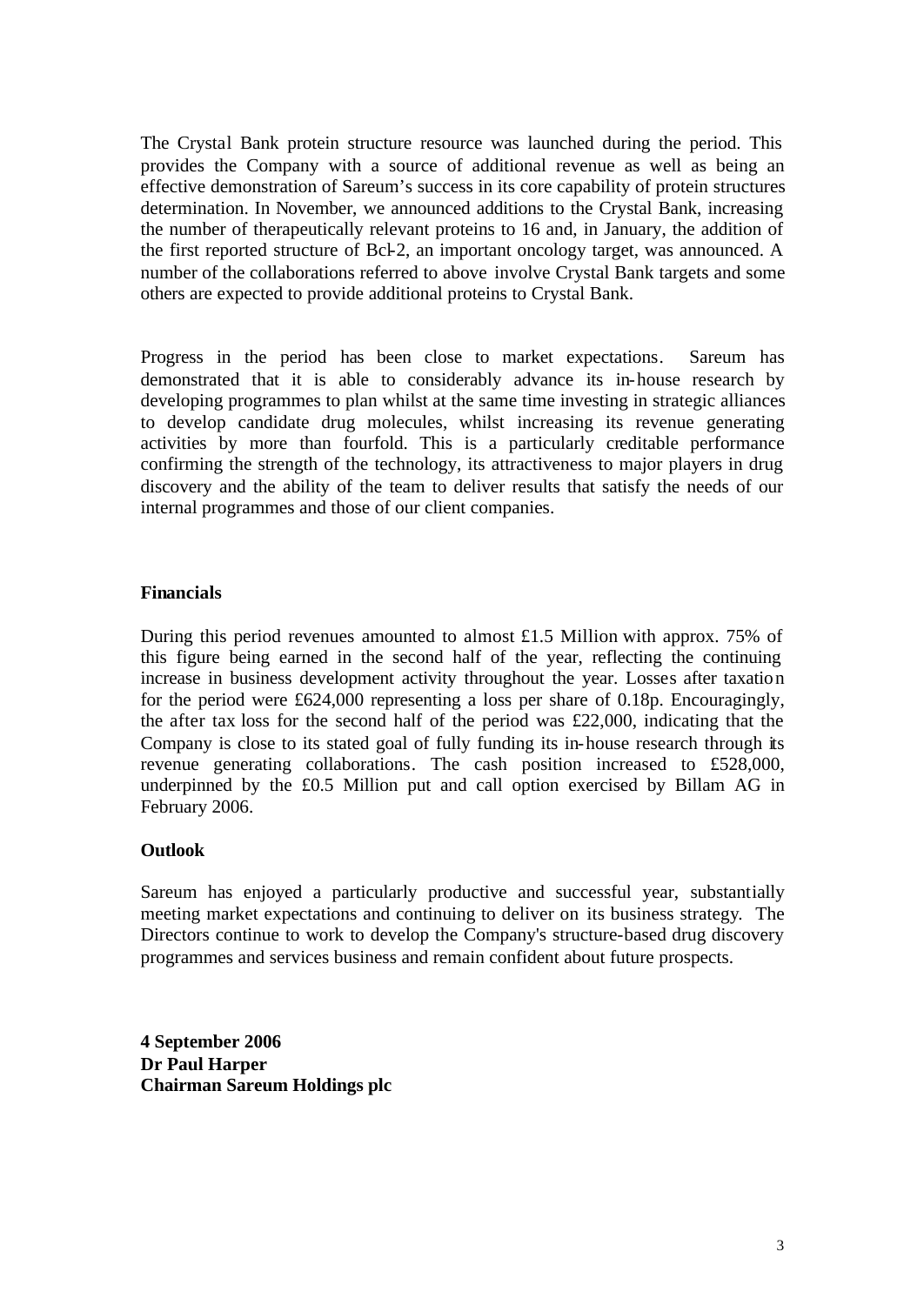The Crystal Bank protein structure resource was launched during the period. This provides the Company with a source of additional revenue as well as being an effective demonstration of Sareum's success in its core capability of protein structures determination. In November, we announced additions to the Crystal Bank, increasing the number of therapeutically relevant proteins to 16 and, in January, the addition of the first reported structure of Bcl-2, an important oncology target, was announced. A number of the collaborations referred to above involve Crystal Bank targets and some others are expected to provide additional proteins to Crystal Bank.

Progress in the period has been close to market expectations. Sareum has demonstrated that it is able to considerably advance its in-house research by developing programmes to plan whilst at the same time investing in strategic alliances to develop candidate drug molecules, whilst increasing its revenue generating activities by more than fourfold. This is a particularly creditable performance confirming the strength of the technology, its attractiveness to major players in drug discovery and the ability of the team to deliver results that satisfy the needs of our internal programmes and those of our client companies.

**Financials**

During this period revenues amounted to almost £1.5 Million with approx. 75% of this figure being earned in the second half of the year, reflecting the continuing increase in business development activity throughout the year. Losses after taxation for the period were £624,000 representing a loss per share of 0.18p. Encouragingly, the after tax loss for the second half of the period was £22,000, indicating that the Company is close to its stated goal of fully funding its in-house research through its revenue generating collaborations. The cash position increased to £528,000, underpinned by the £0.5 Million put and call option exercised by Billam AG in February 2006.

**Outlook**

Sareum has enjoyed a particularly productive and successful year, substantially meeting market expectations and continuing to deliver on its business strategy. The Directors continue to work to develop the Company's structure-based drug discovery programmes and services business and remain confident about future prospects.

**4 September 2006**
**Dr Paul Harper**
**Chairman Sareum Holdings plc**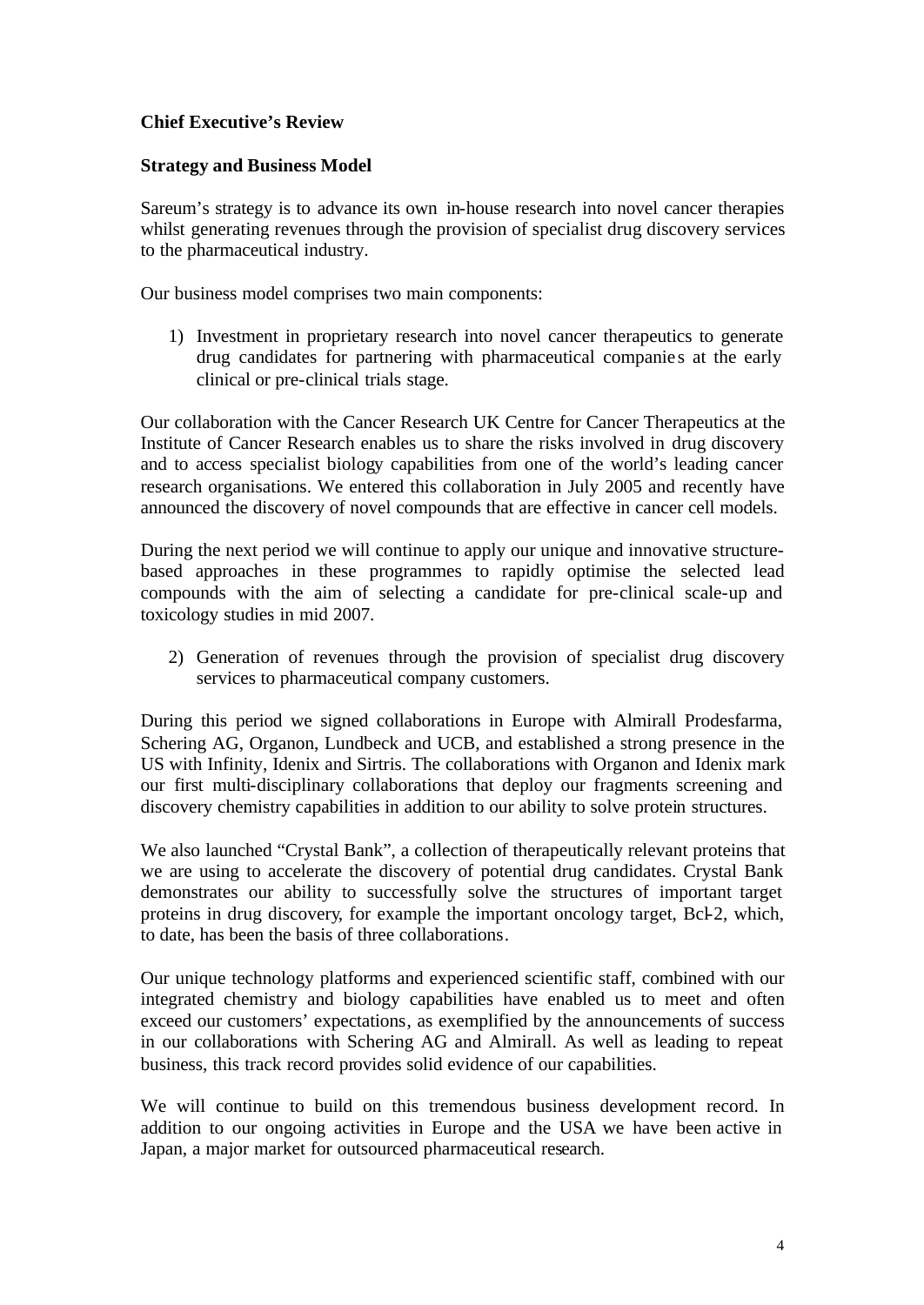**Chief Executive's Review**

**Strategy and Business Model**

Sareum's strategy is to advance its own in-house research into novel cancer therapies whilst generating revenues through the provision of specialist drug discovery services to the pharmaceutical industry.

Our business model comprises two main components:

1) Investment in proprietary research into novel cancer therapeutics to generate drug candidates for partnering with pharmaceutical companies at the early clinical or pre-clinical trials stage.

Our collaboration with the Cancer Research UK Centre for Cancer Therapeutics at the Institute of Cancer Research enables us to share the risks involved in drug discovery and to access specialist biology capabilities from one of the world's leading cancer research organisations. We entered this collaboration in July 2005 and recently have announced the discovery of novel compounds that are effective in cancer cell models.

During the next period we will continue to apply our unique and innovative structure-based approaches in these programmes to rapidly optimise the selected lead compounds with the aim of selecting a candidate for pre-clinical scale-up and toxicology studies in mid 2007.

2) Generation of revenues through the provision of specialist drug discovery services to pharmaceutical company customers.

During this period we signed collaborations in Europe with Almirall Prodesfarma, Schering AG, Organon, Lundbeck and UCB, and established a strong presence in the US with Infinity, Idenix and Sirtris. The collaborations with Organon and Idenix mark our first multi-disciplinary collaborations that deploy our fragments screening and discovery chemistry capabilities in addition to our ability to solve protein structures.

We also launched "Crystal Bank", a collection of therapeutically relevant proteins that we are using to accelerate the discovery of potential drug candidates. Crystal Bank demonstrates our ability to successfully solve the structures of important target proteins in drug discovery, for example the important oncology target, Bcl-2, which, to date, has been the basis of three collaborations.

Our unique technology platforms and experienced scientific staff, combined with our integrated chemistry and biology capabilities have enabled us to meet and often exceed our customers' expectations, as exemplified by the announcements of success in our collaborations with Schering AG and Almirall. As well as leading to repeat business, this track record provides solid evidence of our capabilities.

We will continue to build on this tremendous business development record. In addition to our ongoing activities in Europe and the USA we have been active in Japan, a major market for outsourced pharmaceutical research.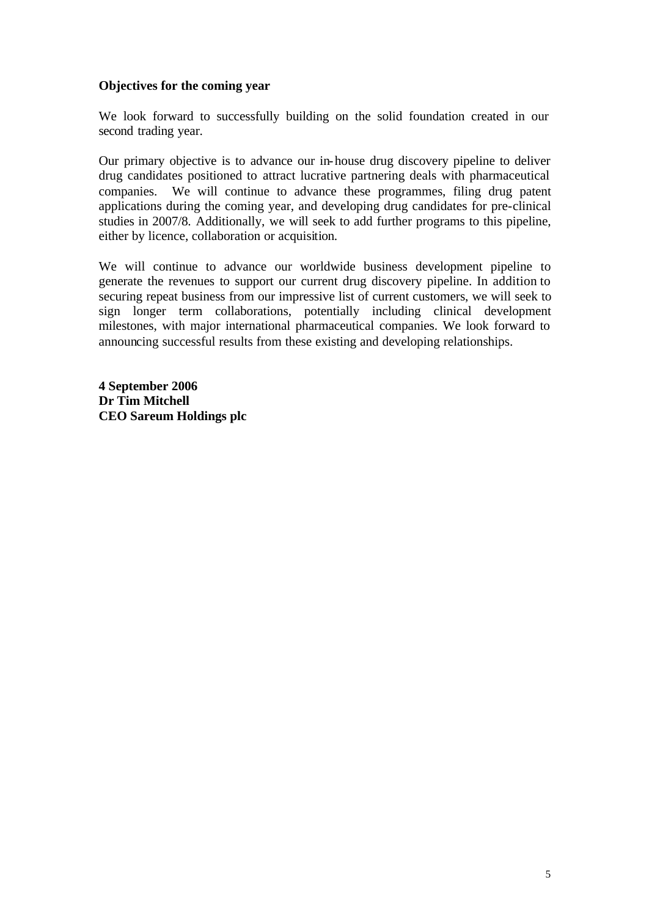**Objectives for the coming year**

We look forward to successfully building on the solid foundation created in our second trading year.

Our primary objective is to advance our in-house drug discovery pipeline to deliver drug candidates positioned to attract lucrative partnering deals with pharmaceutical companies. We will continue to advance these programmes, filing drug patent applications during the coming year, and developing drug candidates for pre-clinical studies in 2007/8. Additionally, we will seek to add further programs to this pipeline, either by licence, collaboration or acquisition.

We will continue to advance our worldwide business development pipeline to generate the revenues to support our current drug discovery pipeline. In addition to securing repeat business from our impressive list of current customers, we will seek to sign longer term collaborations, potentially including clinical development milestones, with major international pharmaceutical companies. We look forward to announcing successful results from these existing and developing relationships.

**4 September 2006**
**Dr Tim Mitchell**
**CEO Sareum Holdings plc**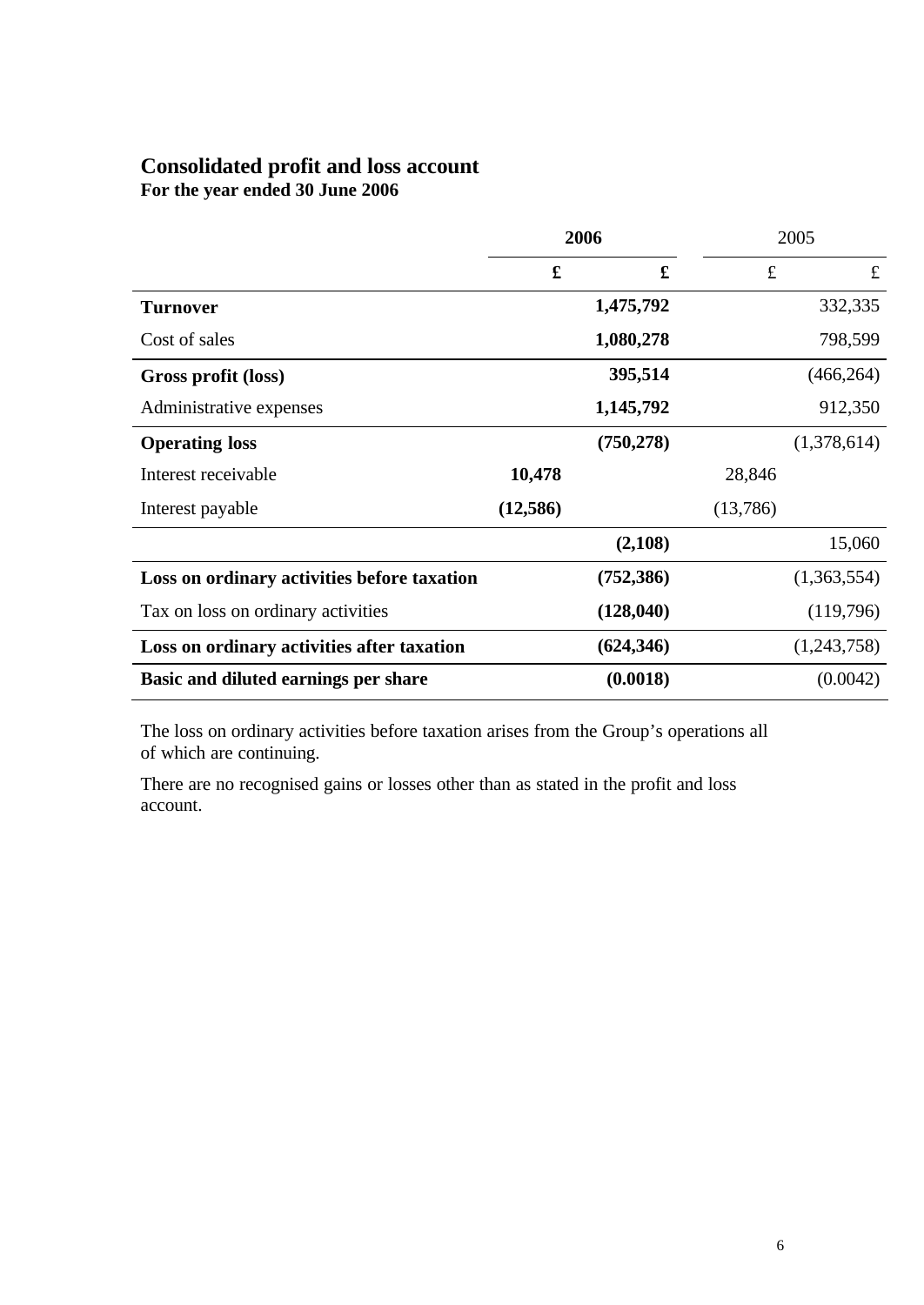# Consolidated profit and loss account

**For the year ended 30 June 2006**

| | **2006** | | 2005 | |
|---|---|---|---|---|
| | **£** | **£** | £ | £ |
| **Turnover** | | **1,475,792** | | 332,335 |
| Cost of sales | | **1,080,278** | | 798,599 |
| **Gross profit (loss)** | | **395,514** | | (466,264) |
| Administrative expenses | | **1,145,792** | | 912,350 |
| **Operating loss** | | **(750,278)** | | (1,378,614) |
| Interest receivable | **10,478** | | 28,846 | |
| Interest payable | **(12,586)** | | (13,786) | |
| | | **(2,108)** | | 15,060 |
| **Loss on ordinary activities before taxation** | | **(752,386)** | | (1,363,554) |
| Tax on loss on ordinary activities | | **(128,040)** | | (119,796) |
| **Loss on ordinary activities after taxation** | | **(624,346)** | | (1,243,758) |
| **Basic and diluted earnings per share** | | **(0.0018)** | | (0.0042) |

The loss on ordinary activities before taxation arises from the Group's operations all of which are continuing.

There are no recognised gains or losses other than as stated in the profit and loss account.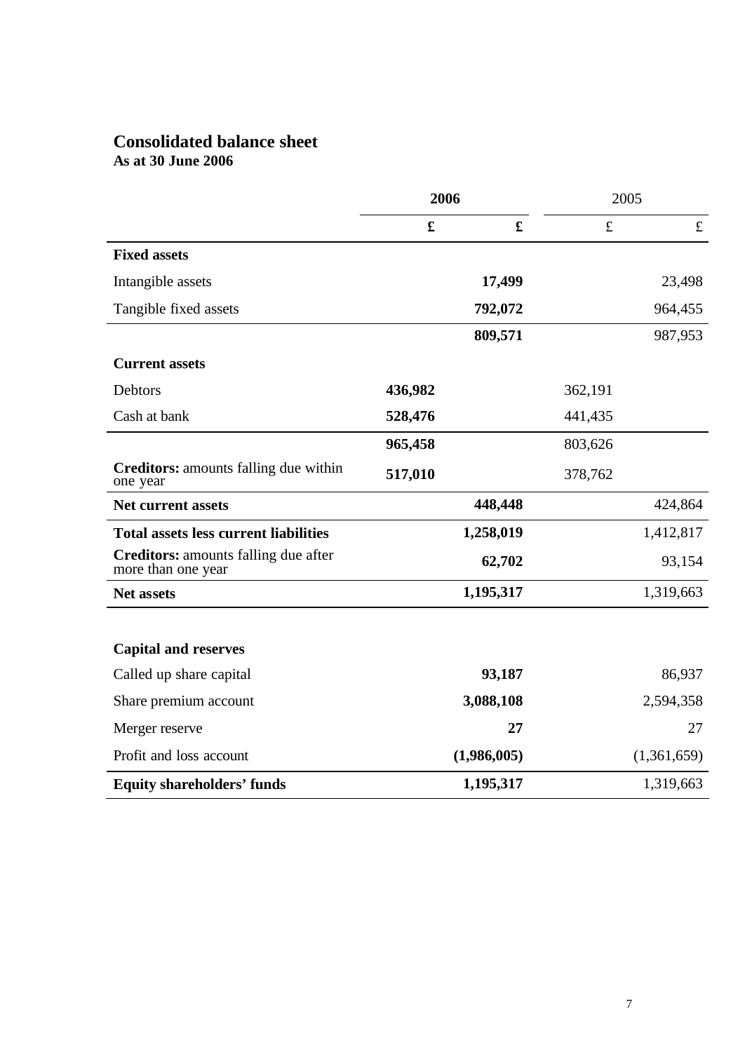# Consolidated balance sheet

**As at 30 June 2006**

| | **2006** | | 2005 | |
|---|---|---|---|---|
| | **£** | **£** | £ | £ |
| **Fixed assets** | | | | |
| Intangible assets | | **17,499** | | 23,498 |
| Tangible fixed assets | | **792,072** | | 964,455 |
| | | **809,571** | | 987,953 |
| **Current assets** | | | | |
| Debtors | **436,982** | | 362,191 | |
| Cash at bank | **528,476** | | 441,435 | |
| | **965,458** | | 803,626 | |
| **Creditors:** amounts falling due within one year | **517,010** | | 378,762 | |
| **Net current assets** | | **448,448** | | 424,864 |
| **Total assets less current liabilities** | | **1,258,019** | | 1,412,817 |
| **Creditors:** amounts falling due after more than one year | | **62,702** | | 93,154 |
| **Net assets** | | **1,195,317** | | 1,319,663 |
| | | | | |
| **Capital and reserves** | | | | |
| Called up share capital | | **93,187** | | 86,937 |
| Share premium account | | **3,088,108** | | 2,594,358 |
| Merger reserve | | **27** | | 27 |
| Profit and loss account | | **(1,986,005)** | | (1,361,659) |
| **Equity shareholders' funds** | | **1,195,317** | | 1,319,663 |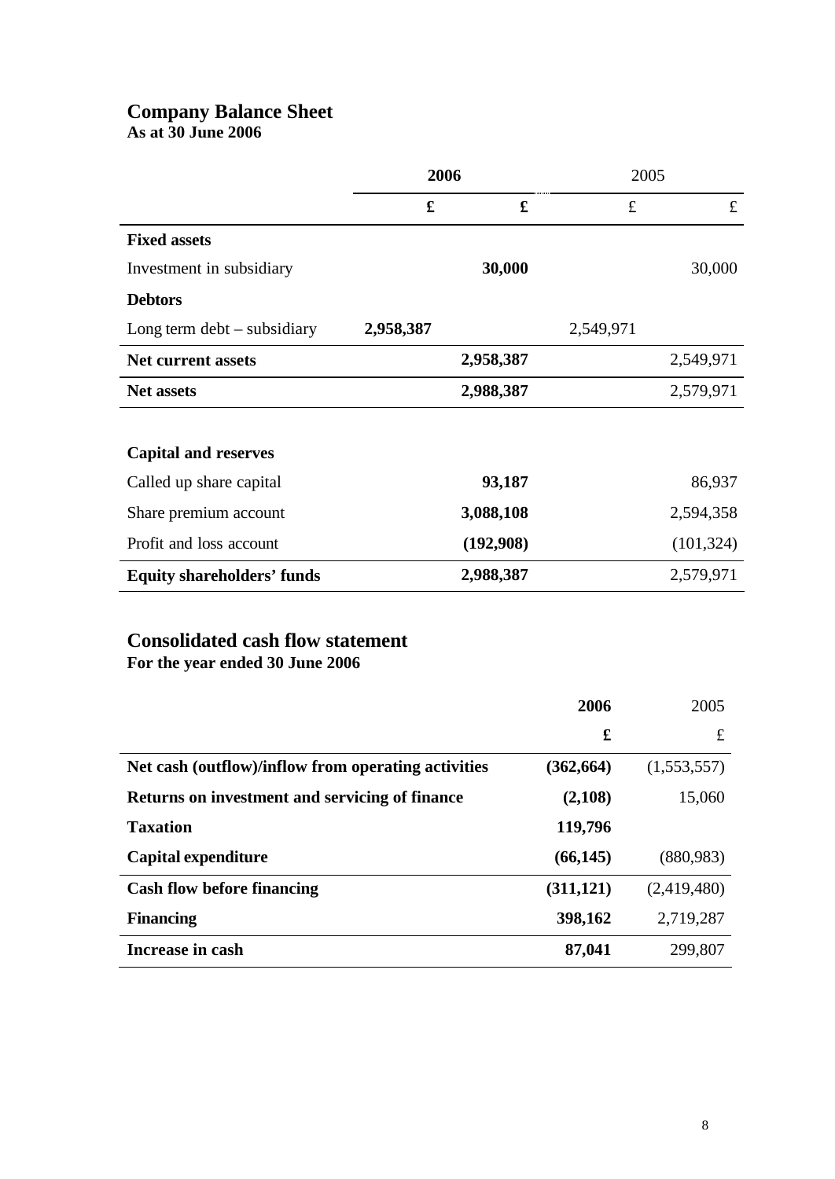## Company Balance Sheet
**As at 30 June 2006**

| | 2006 | | 2005 | |
|---|---|---|---|---|
| | £ | £ | £ | £ |
| **Fixed assets** | | | | |
| Investment in subsidiary | | **30,000** | | 30,000 |
| **Debtors** | | | | |
| Long term debt – subsidiary | **2,958,387** | | 2,549,971 | |
| **Net current assets** | | **2,958,387** | | 2,549,971 |
| **Net assets** | | **2,988,387** | | 2,579,971 |
| | | | | |
| **Capital and reserves** | | | | |
| Called up share capital | | **93,187** | | 86,937 |
| Share premium account | | **3,088,108** | | 2,594,358 |
| Profit and loss account | | **(192,908)** | | (101,324) |
| **Equity shareholders' funds** | | **2,988,387** | | 2,579,971 |

## Consolidated cash flow statement
**For the year ended 30 June 2006**

| | 2006 | 2005 |
|---|---|---|
| | £ | £ |
| **Net cash (outflow)/inflow from operating activities** | **(362,664)** | (1,553,557) |
| **Returns on investment and servicing of finance** | **(2,108)** | 15,060 |
| **Taxation** | **119,796** | |
| **Capital expenditure** | **(66,145)** | (880,983) |
| **Cash flow before financing** | **(311,121)** | (2,419,480) |
| **Financing** | **398,162** | 2,719,287 |
| **Increase in cash** | **87,041** | 299,807 |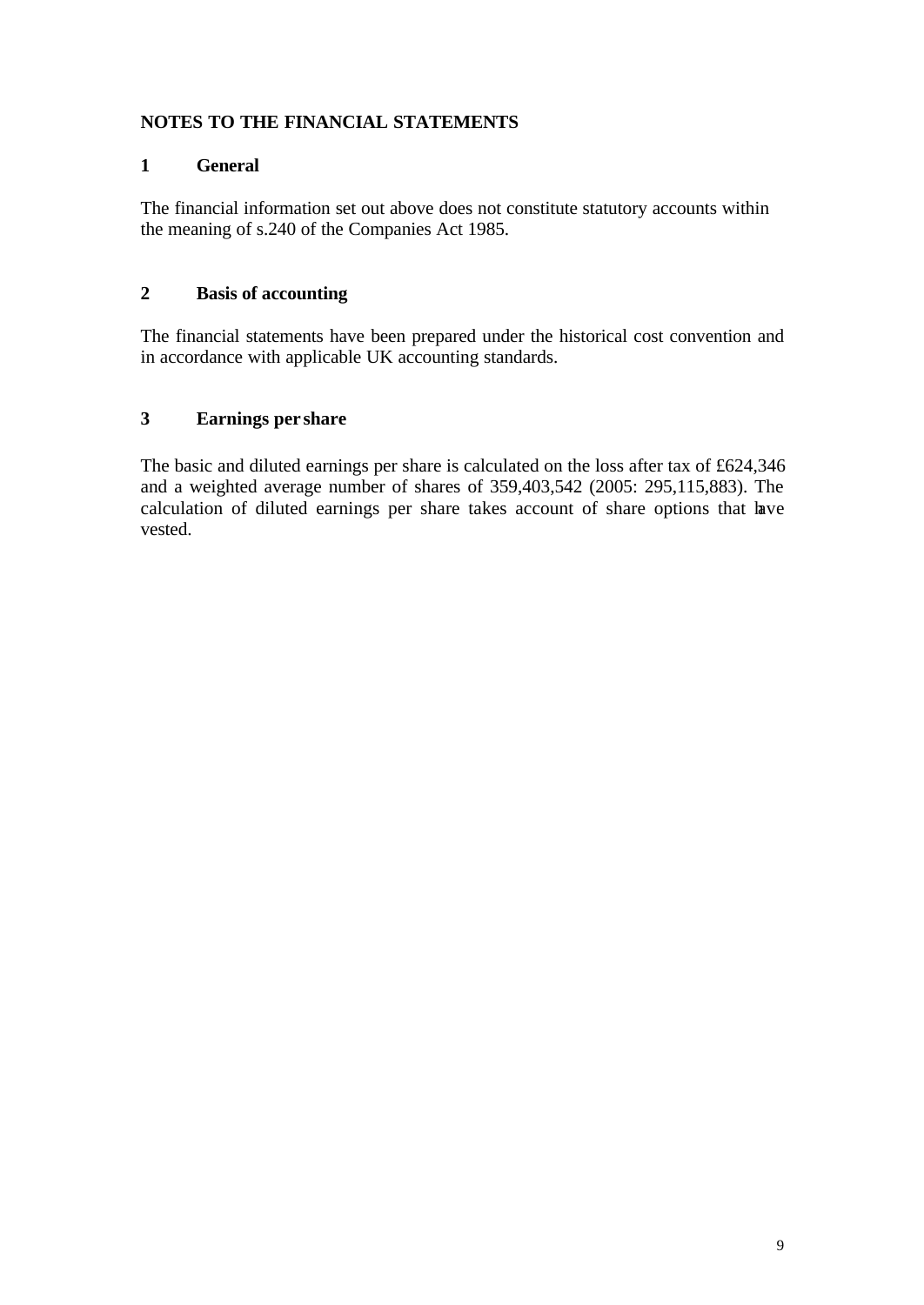## NOTES TO THE FINANCIAL STATEMENTS

### 1 General

The financial information set out above does not constitute statutory accounts within the meaning of s.240 of the Companies Act 1985.

### 2 Basis of accounting

The financial statements have been prepared under the historical cost convention and in accordance with applicable UK accounting standards.

### 3 Earnings per share

The basic and diluted earnings per share is calculated on the loss after tax of £624,346 and a weighted average number of shares of 359,403,542 (2005: 295,115,883). The calculation of diluted earnings per share takes account of share options that have vested.